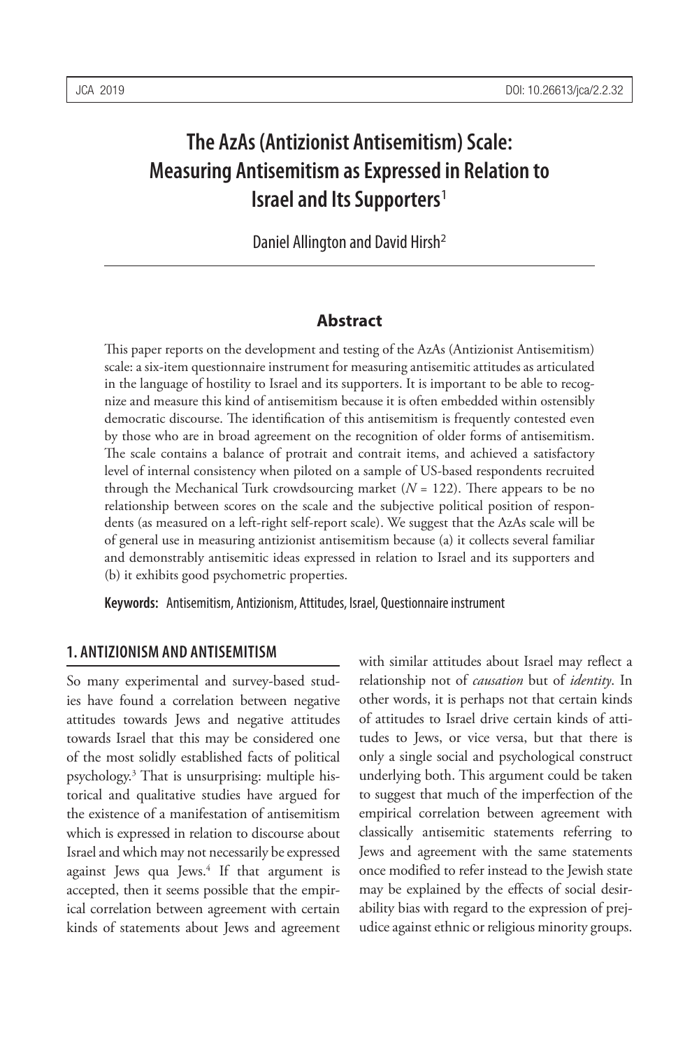# The AzAs (Antizionist Antisemitism) Scale: Measuring Antisemitism as Expressed in Relation to Israel and Its Supporters[1]

Daniel Allington and David Hirsh[2]

## Abstract

This paper reports on the development and testing of the AzAs (Antizionist Antisemitism) scale: a six-item questionnaire instrument for measuring antisemitic attitudes as articulated in the language of hostility to Israel and its supporters. It is important to be able to recognize and measure this kind of antisemitism because it is often embedded within ostensibly democratic discourse. The identification of this antisemitism is frequently contested even by those who are in broad agreement on the recognition of older forms of antisemitism. The scale contains a balance of protrait and contrait items, and achieved a satisfactory level of internal consistency when piloted on a sample of US-based respondents recruited through the Mechanical Turk crowdsourcing market ($N$ = 122). There appears to be no relationship between scores on the scale and the subjective political position of respondents (as measured on a left-right self-report scale). We suggest that the AzAs scale will be of general use in measuring antizionist antisemitism because (a) it collects several familiar and demonstrably antisemitic ideas expressed in relation to Israel and its supporters and (b) it exhibits good psychometric properties.

**Keywords:** Antisemitism, Antizionism, Attitudes, Israel, Questionnaire instrument

## 1. ANTIZIONISM AND ANTISEMITISM

So many experimental and survey-based studies have found a correlation between negative attitudes towards Jews and negative attitudes towards Israel that this may be considered one of the most solidly established facts of political psychology.[3] That is unsurprising: multiple historical and qualitative studies have argued for the existence of a manifestation of antisemitism which is expressed in relation to discourse about Israel and which may not necessarily be expressed against Jews qua Jews.[4] If that argument is accepted, then it seems possible that the empirical correlation between agreement with certain kinds of statements about Jews and agreement with similar attitudes about Israel may reflect a relationship not of *causation* but of *identity*. In other words, it is perhaps not that certain kinds of attitudes to Israel drive certain kinds of attitudes to Jews, or vice versa, but that there is only a single social and psychological construct underlying both. This argument could be taken to suggest that much of the imperfection of the empirical correlation between agreement with classically antisemitic statements referring to Jews and agreement with the same statements once modified to refer instead to the Jewish state may be explained by the effects of social desirability bias with regard to the expression of prejudice against ethnic or religious minority groups.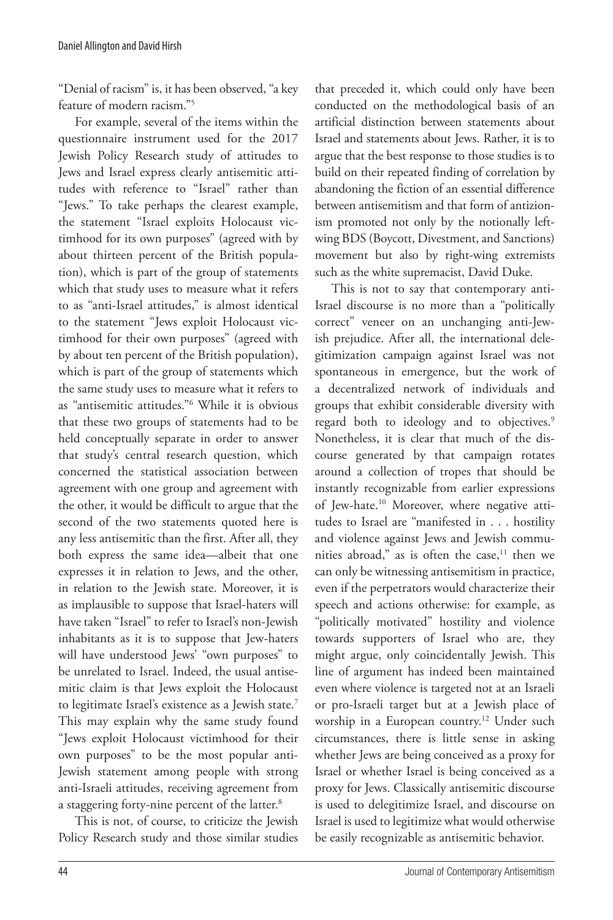"Denial of racism" is, it has been observed, "a key feature of modern racism."[5]

For example, several of the items within the questionnaire instrument used for the 2017 Jewish Policy Research study of attitudes to Jews and Israel express clearly antisemitic attitudes with reference to "Israel" rather than "Jews." To take perhaps the clearest example, the statement "Israel exploits Holocaust victimhood for its own purposes" (agreed with by about thirteen percent of the British population), which is part of the group of statements which that study uses to measure what it refers to as "anti-Israel attitudes," is almost identical to the statement "Jews exploit Holocaust victimhood for their own purposes" (agreed with by about ten percent of the British population), which is part of the group of statements which the same study uses to measure what it refers to as "antisemitic attitudes."[6] While it is obvious that these two groups of statements had to be held conceptually separate in order to answer that study's central research question, which concerned the statistical association between agreement with one group and agreement with the other, it would be difficult to argue that the second of the two statements quoted here is any less antisemitic than the first. After all, they both express the same idea—albeit that one expresses it in relation to Jews, and the other, in relation to the Jewish state. Moreover, it is as implausible to suppose that Israel-haters will have taken "Israel" to refer to Israel's non-Jewish inhabitants as it is to suppose that Jew-haters will have understood Jews' "own purposes" to be unrelated to Israel. Indeed, the usual antisemitic claim is that Jews exploit the Holocaust to legitimate Israel's existence as a Jewish state.[7] This may explain why the same study found "Jews exploit Holocaust victimhood for their own purposes" to be the most popular anti-Jewish statement among people with strong anti-Israeli attitudes, receiving agreement from a staggering forty-nine percent of the latter.[8]

This is not, of course, to criticize the Jewish Policy Research study and those similar studies that preceded it, which could only have been conducted on the methodological basis of an artificial distinction between statements about Israel and statements about Jews. Rather, it is to argue that the best response to those studies is to build on their repeated finding of correlation by abandoning the fiction of an essential difference between antisemitism and that form of antizionism promoted not only by the notionally left-wing BDS (Boycott, Divestment, and Sanctions) movement but also by right-wing extremists such as the white supremacist, David Duke.

This is not to say that contemporary anti-Israel discourse is no more than a "politically correct" veneer on an unchanging anti-Jewish prejudice. After all, the international delegitimization campaign against Israel was not spontaneous in emergence, but the work of a decentralized network of individuals and groups that exhibit considerable diversity with regard both to ideology and to objectives.[9] Nonetheless, it is clear that much of the discourse generated by that campaign rotates around a collection of tropes that should be instantly recognizable from earlier expressions of Jew-hate.[10] Moreover, where negative attitudes to Israel are "manifested in . . . hostility and violence against Jews and Jewish communities abroad," as is often the case,[11] then we can only be witnessing antisemitism in practice, even if the perpetrators would characterize their speech and actions otherwise: for example, as "politically motivated" hostility and violence towards supporters of Israel who are, they might argue, only coincidentally Jewish. This line of argument has indeed been maintained even where violence is targeted not at an Israeli or pro-Israeli target but at a Jewish place of worship in a European country.[12] Under such circumstances, there is little sense in asking whether Jews are being conceived as a proxy for Israel or whether Israel is being conceived as a proxy for Jews. Classically antisemitic discourse is used to delegitimize Israel, and discourse on Israel is used to legitimize what would otherwise be easily recognizable as antisemitic behavior.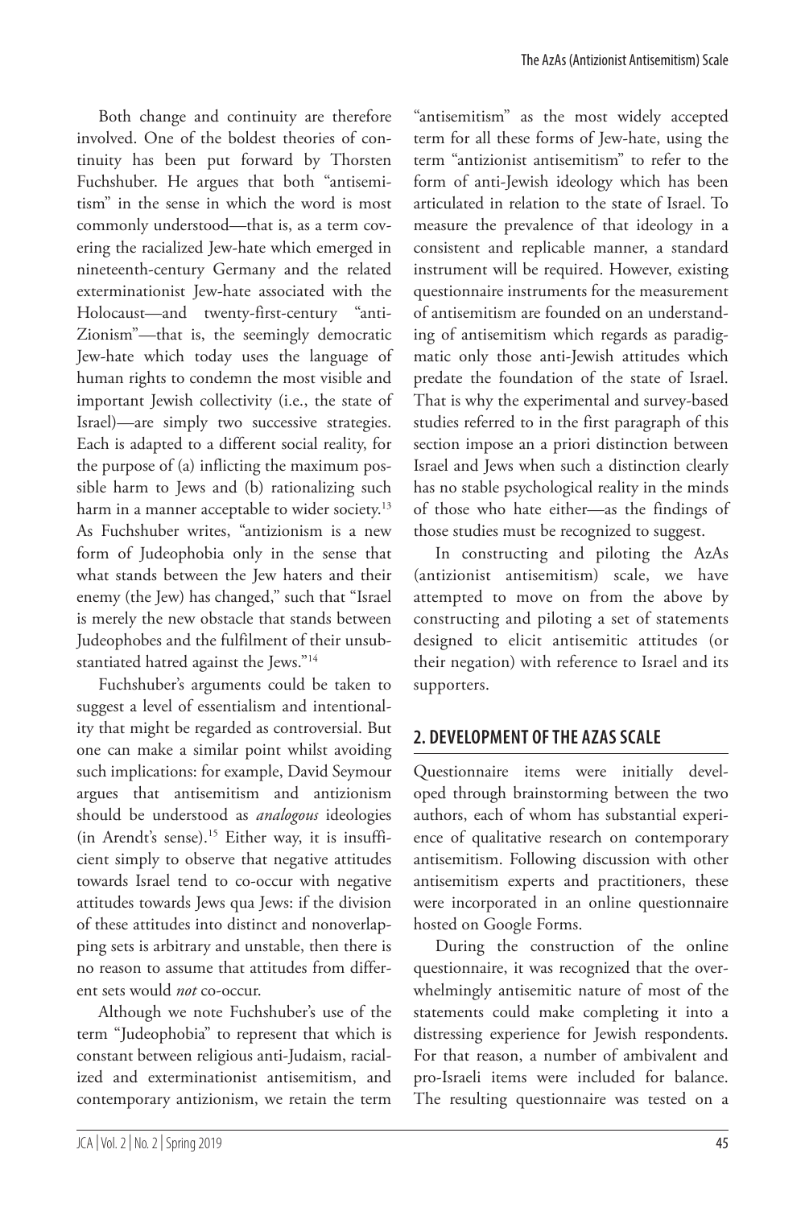Both change and continuity are therefore involved. One of the boldest theories of continuity has been put forward by Thorsten Fuchshuber. He argues that both "antisemitism" in the sense in which the word is most commonly understood—that is, as a term covering the racialized Jew-hate which emerged in nineteenth-century Germany and the related exterminationist Jew-hate associated with the Holocaust—and twenty-first-century "anti-Zionism"—that is, the seemingly democratic Jew-hate which today uses the language of human rights to condemn the most visible and important Jewish collectivity (i.e., the state of Israel)—are simply two successive strategies. Each is adapted to a different social reality, for the purpose of (a) inflicting the maximum possible harm to Jews and (b) rationalizing such harm in a manner acceptable to wider society.[13] As Fuchshuber writes, "antizionism is a new form of Judeophobia only in the sense that what stands between the Jew haters and their enemy (the Jew) has changed," such that "Israel is merely the new obstacle that stands between Judeophobes and the fulfilment of their unsubstantiated hatred against the Jews."[14]

Fuchshuber's arguments could be taken to suggest a level of essentialism and intentionality that might be regarded as controversial. But one can make a similar point whilst avoiding such implications: for example, David Seymour argues that antisemitism and antizionism should be understood as *analogous* ideologies (in Arendt's sense).[15] Either way, it is insufficient simply to observe that negative attitudes towards Israel tend to co-occur with negative attitudes towards Jews qua Jews: if the division of these attitudes into distinct and nonoverlapping sets is arbitrary and unstable, then there is no reason to assume that attitudes from different sets would *not* co-occur.

Although we note Fuchshuber's use of the term "Judeophobia" to represent that which is constant between religious anti-Judaism, racialized and exterminationist antisemitism, and contemporary antizionism, we retain the term "antisemitism" as the most widely accepted term for all these forms of Jew-hate, using the term "antizionist antisemitism" to refer to the form of anti-Jewish ideology which has been articulated in relation to the state of Israel. To measure the prevalence of that ideology in a consistent and replicable manner, a standard instrument will be required. However, existing questionnaire instruments for the measurement of antisemitism are founded on an understanding of antisemitism which regards as paradigmatic only those anti-Jewish attitudes which predate the foundation of the state of Israel. That is why the experimental and survey-based studies referred to in the first paragraph of this section impose an a priori distinction between Israel and Jews when such a distinction clearly has no stable psychological reality in the minds of those who hate either—as the findings of those studies must be recognized to suggest.

In constructing and piloting the AzAs (antizionist antisemitism) scale, we have attempted to move on from the above by constructing and piloting a set of statements designed to elicit antisemitic attitudes (or their negation) with reference to Israel and its supporters.

## 2. DEVELOPMENT OF THE AZAS SCALE

Questionnaire items were initially developed through brainstorming between the two authors, each of whom has substantial experience of qualitative research on contemporary antisemitism. Following discussion with other antisemitism experts and practitioners, these were incorporated in an online questionnaire hosted on Google Forms.

During the construction of the online questionnaire, it was recognized that the overwhelmingly antisemitic nature of most of the statements could make completing it into a distressing experience for Jewish respondents. For that reason, a number of ambivalent and pro-Israeli items were included for balance. The resulting questionnaire was tested on a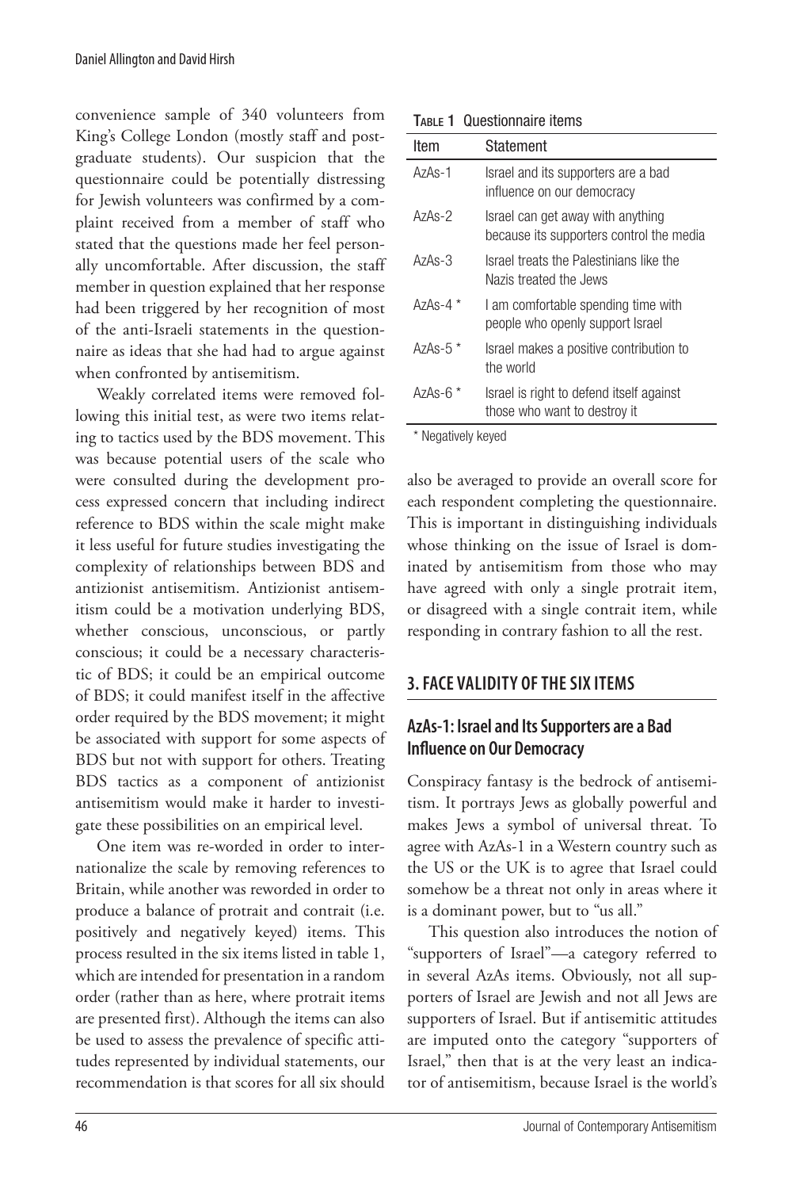convenience sample of 340 volunteers from King's College London (mostly staff and postgraduate students). Our suspicion that the questionnaire could be potentially distressing for Jewish volunteers was confirmed by a complaint received from a member of staff who stated that the questions made her feel personally uncomfortable. After discussion, the staff member in question explained that her response had been triggered by her recognition of most of the anti-Israeli statements in the questionnaire as ideas that she had had to argue against when confronted by antisemitism.

Weakly correlated items were removed following this initial test, as were two items relating to tactics used by the BDS movement. This was because potential users of the scale who were consulted during the development process expressed concern that including indirect reference to BDS within the scale might make it less useful for future studies investigating the complexity of relationships between BDS and antizionist antisemitism. Antizionist antisemitism could be a motivation underlying BDS, whether conscious, unconscious, or partly conscious; it could be a necessary characteristic of BDS; it could be an empirical outcome of BDS; it could manifest itself in the affective order required by the BDS movement; it might be associated with support for some aspects of BDS but not with support for others. Treating BDS tactics as a component of antizionist antisemitism would make it harder to investigate these possibilities on an empirical level.

One item was re-worded in order to internationalize the scale by removing references to Britain, while another was reworded in order to produce a balance of protrait and contrait (i.e. positively and negatively keyed) items. This process resulted in the six items listed in table 1, which are intended for presentation in a random order (rather than as here, where protrait items are presented first). Although the items can also be used to assess the prevalence of specific attitudes represented by individual statements, our recommendation is that scores for all six should also be averaged to provide an overall score for each respondent completing the questionnaire. This is important in distinguishing individuals whose thinking on the issue of Israel is dominated by antisemitism from those who may have agreed with only a single protrait item, or disagreed with a single contrait item, while responding in contrary fashion to all the rest.

**Table 1** Questionnaire items

| Item | Statement |
|---|---|
| AzAs-1 | Israel and its supporters are a bad influence on our democracy |
| AzAs-2 | Israel can get away with anything because its supporters control the media |
| AzAs-3 | Israel treats the Palestinians like the Nazis treated the Jews |
| AzAs-4 * | I am comfortable spending time with people who openly support Israel |
| AzAs-5 * | Israel makes a positive contribution to the world |
| AzAs-6 * | Israel is right to defend itself against those who want to destroy it |

\* Negatively keyed

## 3. FACE VALIDITY OF THE SIX ITEMS

### AzAs-1: Israel and Its Supporters are a Bad Influence on Our Democracy

Conspiracy fantasy is the bedrock of antisemitism. It portrays Jews as globally powerful and makes Jews a symbol of universal threat. To agree with AzAs-1 in a Western country such as the US or the UK is to agree that Israel could somehow be a threat not only in areas where it is a dominant power, but to "us all."

This question also introduces the notion of "supporters of Israel"—a category referred to in several AzAs items. Obviously, not all supporters of Israel are Jewish and not all Jews are supporters of Israel. But if antisemitic attitudes are imputed onto the category "supporters of Israel," then that is at the very least an indicator of antisemitism, because Israel is the world's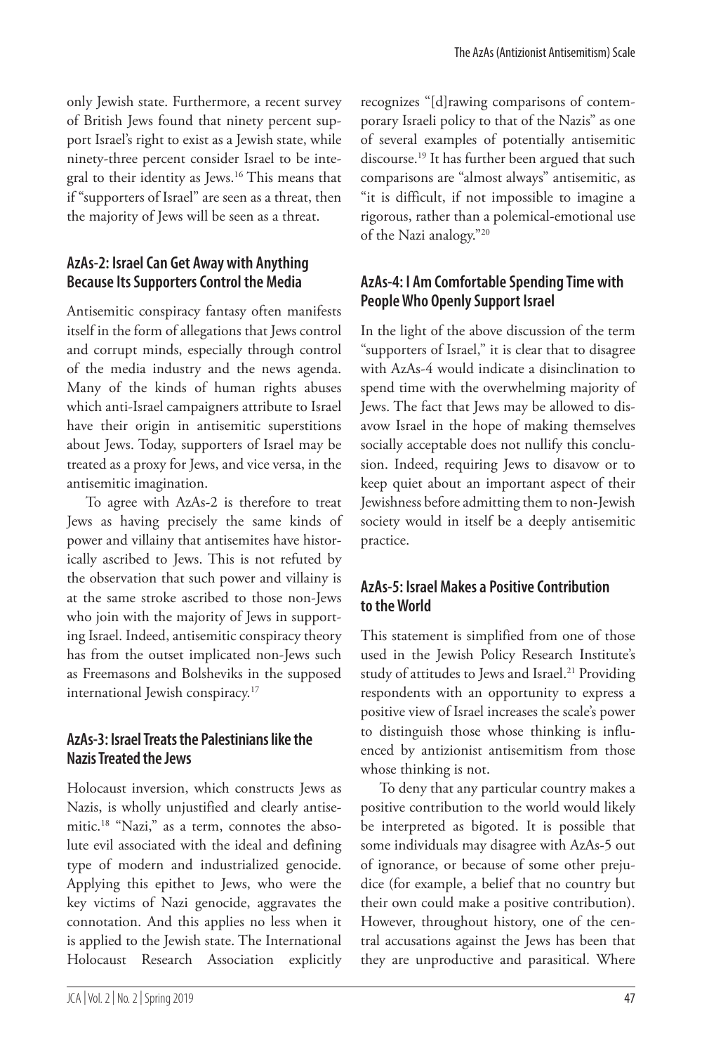only Jewish state. Furthermore, a recent survey of British Jews found that ninety percent support Israel's right to exist as a Jewish state, while ninety-three percent consider Israel to be integral to their identity as Jews.[16] This means that if "supporters of Israel" are seen as a threat, then the majority of Jews will be seen as a threat.

### AzAs-2: Israel Can Get Away with Anything Because Its Supporters Control the Media

Antisemitic conspiracy fantasy often manifests itself in the form of allegations that Jews control and corrupt minds, especially through control of the media industry and the news agenda. Many of the kinds of human rights abuses which anti-Israel campaigners attribute to Israel have their origin in antisemitic superstitions about Jews. Today, supporters of Israel may be treated as a proxy for Jews, and vice versa, in the antisemitic imagination.

To agree with AzAs-2 is therefore to treat Jews as having precisely the same kinds of power and villainy that antisemites have historically ascribed to Jews. This is not refuted by the observation that such power and villainy is at the same stroke ascribed to those non-Jews who join with the majority of Jews in supporting Israel. Indeed, antisemitic conspiracy theory has from the outset implicated non-Jews such as Freemasons and Bolsheviks in the supposed international Jewish conspiracy.[17]

### AzAs-3: Israel Treats the Palestinians like the Nazis Treated the Jews

Holocaust inversion, which constructs Jews as Nazis, is wholly unjustified and clearly antisemitic.[18] "Nazi," as a term, connotes the absolute evil associated with the ideal and defining type of modern and industrialized genocide. Applying this epithet to Jews, who were the key victims of Nazi genocide, aggravates the connotation. And this applies no less when it is applied to the Jewish state. The International Holocaust Research Association explicitly recognizes "[d]rawing comparisons of contemporary Israeli policy to that of the Nazis" as one of several examples of potentially antisemitic discourse.[19] It has further been argued that such comparisons are "almost always" antisemitic, as "it is difficult, if not impossible to imagine a rigorous, rather than a polemical-emotional use of the Nazi analogy."[20]

### AzAs-4: I Am Comfortable Spending Time with People Who Openly Support Israel

In the light of the above discussion of the term "supporters of Israel," it is clear that to disagree with AzAs-4 would indicate a disinclination to spend time with the overwhelming majority of Jews. The fact that Jews may be allowed to disavow Israel in the hope of making themselves socially acceptable does not nullify this conclusion. Indeed, requiring Jews to disavow or to keep quiet about an important aspect of their Jewishness before admitting them to non-Jewish society would in itself be a deeply antisemitic practice.

### AzAs-5: Israel Makes a Positive Contribution to the World

This statement is simplified from one of those used in the Jewish Policy Research Institute's study of attitudes to Jews and Israel.[21] Providing respondents with an opportunity to express a positive view of Israel increases the scale's power to distinguish those whose thinking is influenced by antizionist antisemitism from those whose thinking is not.

To deny that any particular country makes a positive contribution to the world would likely be interpreted as bigoted. It is possible that some individuals may disagree with AzAs-5 out of ignorance, or because of some other prejudice (for example, a belief that no country but their own could make a positive contribution). However, throughout history, one of the central accusations against the Jews has been that they are unproductive and parasitical. Where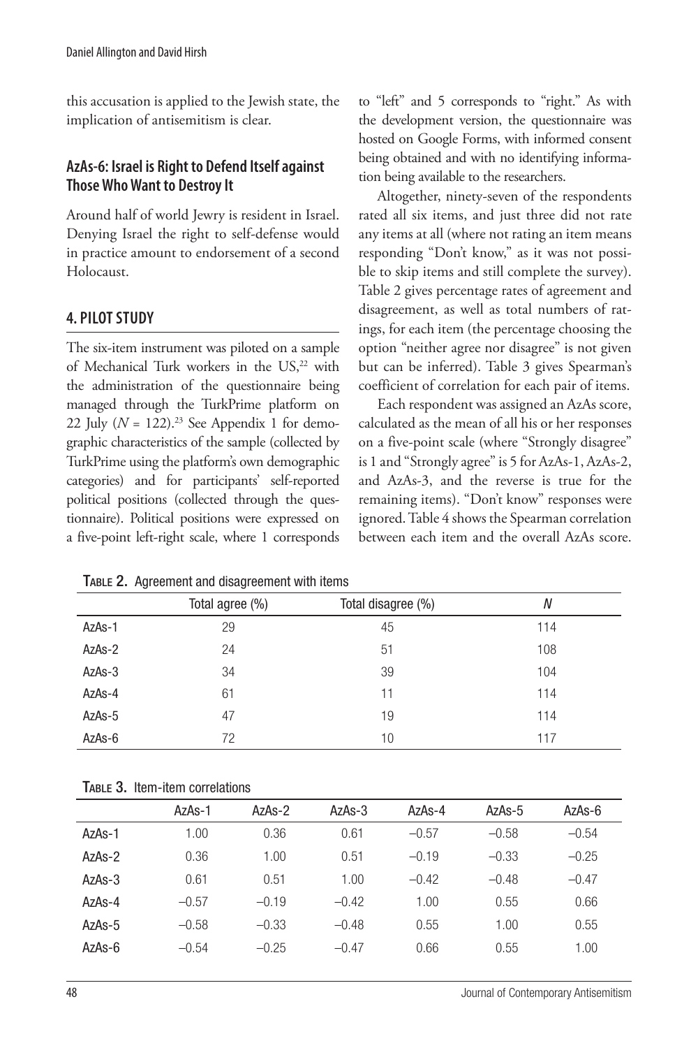this accusation is applied to the Jewish state, the implication of antisemitism is clear.

### AzAs-6: Israel is Right to Defend Itself against Those Who Want to Destroy It

Around half of world Jewry is resident in Israel. Denying Israel the right to self-defense would in practice amount to endorsement of a second Holocaust.

## 4. PILOT STUDY

The six-item instrument was piloted on a sample of Mechanical Turk workers in the US,[22] with the administration of the questionnaire being managed through the TurkPrime platform on 22 July ($N$ = 122).[23] See Appendix 1 for demographic characteristics of the sample (collected by TurkPrime using the platform's own demographic categories) and for participants' self-reported political positions (collected through the questionnaire). Political positions were expressed on a five-point left-right scale, where 1 corresponds to "left" and 5 corresponds to "right." As with the development version, the questionnaire was hosted on Google Forms, with informed consent being obtained and with no identifying information being available to the researchers.

Altogether, ninety-seven of the respondents rated all six items, and just three did not rate any items at all (where not rating an item means responding "Don't know," as it was not possible to skip items and still complete the survey). Table 2 gives percentage rates of agreement and disagreement, as well as total numbers of ratings, for each item (the percentage choosing the option "neither agree nor disagree" is not given but can be inferred). Table 3 gives Spearman's coefficient of correlation for each pair of items.

Each respondent was assigned an AzAs score, calculated as the mean of all his or her responses on a five-point scale (where "Strongly disagree" is 1 and "Strongly agree" is 5 for AzAs-1, AzAs-2, and AzAs-3, and the reverse is true for the remaining items). "Don't know" responses were ignored. Table 4 shows the Spearman correlation between each item and the overall AzAs score.

TABLE 2. Agreement and disagreement with items

| | Total agree (%) | Total disagree (%) | $N$ |
|---|---|---|---|
| AzAs-1 | 29 | 45 | 114 |
| AzAs-2 | 24 | 51 | 108 |
| AzAs-3 | 34 | 39 | 104 |
| AzAs-4 | 61 | 11 | 114 |
| AzAs-5 | 47 | 19 | 114 |
| AzAs-6 | 72 | 10 | 117 |

TABLE 3. Item-item correlations

| | AzAs-1 | AzAs-2 | AzAs-3 | AzAs-4 | AzAs-5 | AzAs-6 |
|---|---|---|---|---|---|---|
| AzAs-1 | 1.00 | 0.36 | 0.61 | −0.57 | −0.58 | −0.54 |
| AzAs-2 | 0.36 | 1.00 | 0.51 | −0.19 | −0.33 | −0.25 |
| AzAs-3 | 0.61 | 0.51 | 1.00 | −0.42 | −0.48 | −0.47 |
| AzAs-4 | −0.57 | −0.19 | −0.42 | 1.00 | 0.55 | 0.66 |
| AzAs-5 | −0.58 | −0.33 | −0.48 | 0.55 | 1.00 | 0.55 |
| AzAs-6 | −0.54 | −0.25 | −0.47 | 0.66 | 0.55 | 1.00 |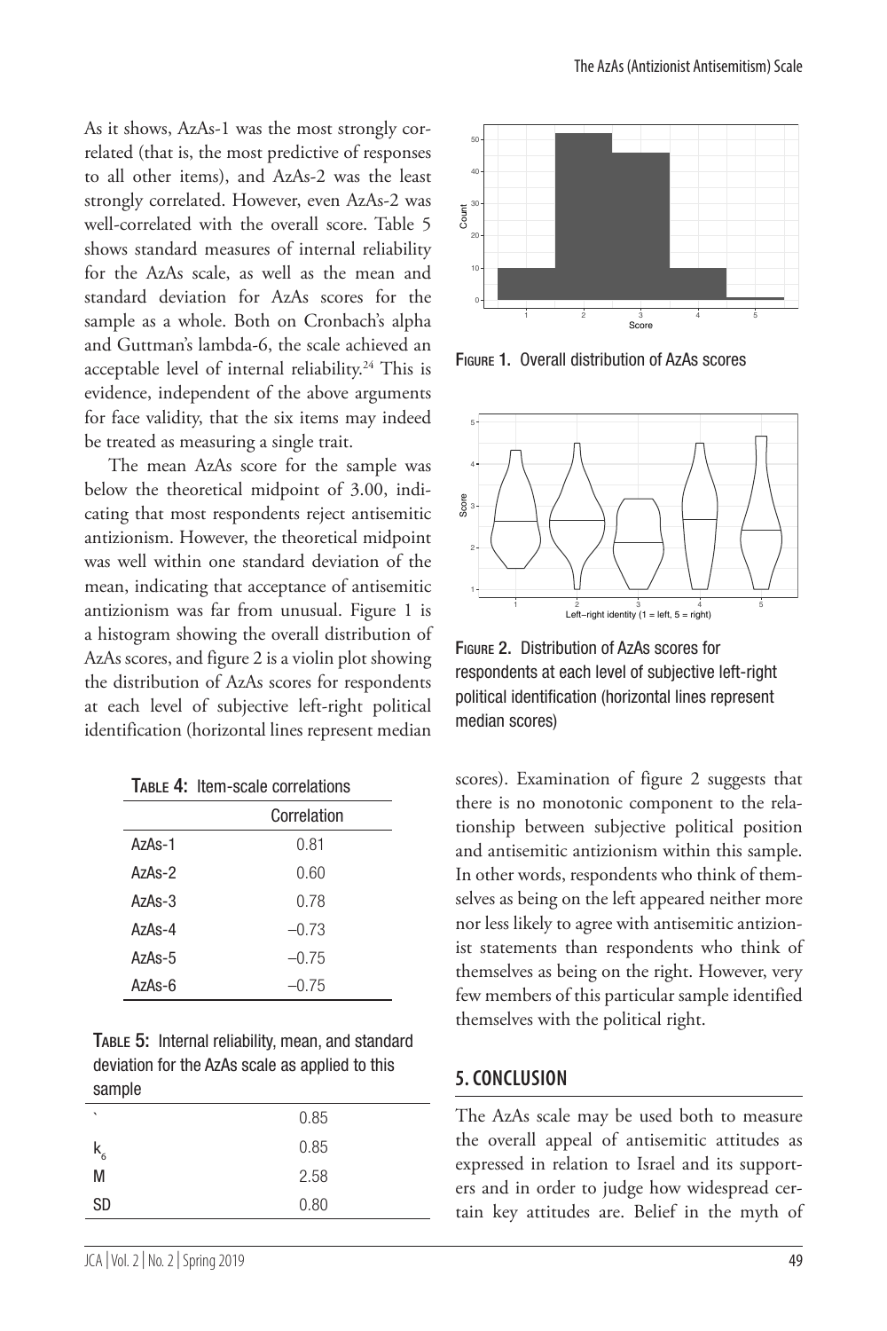As it shows, AzAs-1 was the most strongly correlated (that is, the most predictive of responses to all other items), and AzAs-2 was the least strongly correlated. However, even AzAs-2 was well-correlated with the overall score. Table 5 shows standard measures of internal reliability for the AzAs scale, as well as the mean and standard deviation for AzAs scores for the sample as a whole. Both on Cronbach's alpha and Guttman's lambda-6, the scale achieved an acceptable level of internal reliability.[24] This is evidence, independent of the above arguments for face validity, that the six items may indeed be treated as measuring a single trait.

The mean AzAs score for the sample was below the theoretical midpoint of 3.00, indicating that most respondents reject antisemitic antizionism. However, the theoretical midpoint was well within one standard deviation of the mean, indicating that acceptance of antisemitic antizionism was far from unusual. Figure 1 is a histogram showing the overall distribution of AzAs scores, and figure 2 is a violin plot showing the distribution of AzAs scores for respondents at each level of subjective left-right political identification (horizontal lines represent median scores). Examination of figure 2 suggests that there is no monotonic component to the relationship between subjective political position and antisemitic antizionism within this sample. In other words, respondents who think of themselves as being on the left appeared neither more nor less likely to agree with antisemitic antizionist statements than respondents who think of themselves as being on the right. However, very few members of this particular sample identified themselves with the political right.

**Table 4:** Item-scale correlations

| | Correlation |
|---|---|
| AzAs-1 | 0.81 |
| AzAs-2 | 0.60 |
| AzAs-3 | 0.78 |
| AzAs-4 | –0.73 |
| AzAs-5 | –0.75 |
| AzAs-6 | –0.75 |

**Table 5:** Internal reliability, mean, and standard deviation for the AzAs scale as applied to this sample

| | |
|---|---|
| $\alpha$ | 0.85 |
| $\lambda_6$ | 0.85 |
| M | 2.58 |
| SD | 0.80 |

**Figure 1.** Overall distribution of AzAs scores

**Figure 2.** Distribution of AzAs scores for respondents at each level of subjective left-right political identification (horizontal lines represent median scores)

## 5. CONCLUSION

The AzAs scale may be used both to measure the overall appeal of antisemitic attitudes as expressed in relation to Israel and its supporters and in order to judge how widespread certain key attitudes are. Belief in the myth of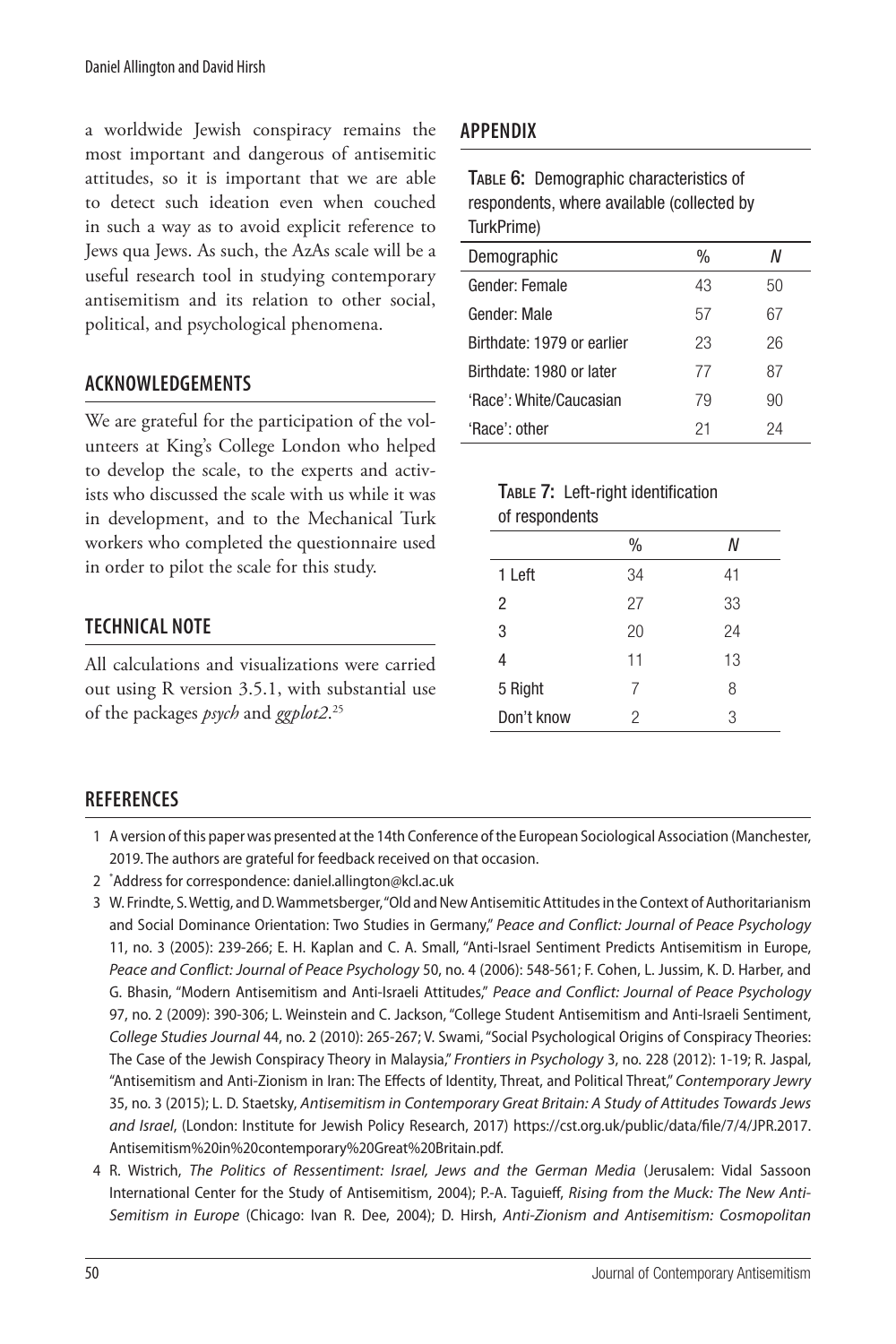a worldwide Jewish conspiracy remains the most important and dangerous of antisemitic attitudes, so it is important that we are able to detect such ideation even when couched in such a way as to avoid explicit reference to Jews qua Jews. As such, the AzAs scale will be a useful research tool in studying contemporary antisemitism and its relation to other social, political, and psychological phenomena.

## ACKNOWLEDGEMENTS

We are grateful for the participation of the volunteers at King's College London who helped to develop the scale, to the experts and activists who discussed the scale with us while it was in development, and to the Mechanical Turk workers who completed the questionnaire used in order to pilot the scale for this study.

## TECHNICAL NOTE

All calculations and visualizations were carried out using R version 3.5.1, with substantial use of the packages *psych* and *ggplot2*.[25]

## APPENDIX

**Table 6:** Demographic characteristics of respondents, where available (collected by TurkPrime)

| Demographic | % | *N* |
|---|---|---|
| Gender: Female | 43 | 50 |
| Gender: Male | 57 | 67 |
| Birthdate: 1979 or earlier | 23 | 26 |
| Birthdate: 1980 or later | 77 | 87 |
| 'Race': White/Caucasian | 79 | 90 |
| 'Race': other | 21 | 24 |

**Table 7:** Left-right identification of respondents

| | % | *N* |
|---|---|---|
| 1 Left | 34 | 41 |
| 2 | 27 | 33 |
| 3 | 20 | 24 |
| 4 | 11 | 13 |
| 5 Right | 7 | 8 |
| Don't know | 2 | 3 |

## REFERENCES

1. A version of this paper was presented at the 14th Conference of the European Sociological Association (Manchester, 2019. The authors are grateful for feedback received on that occasion.
2. *Address for correspondence: daniel.allington@kcl.ac.uk
3. W. Frindte, S. Wettig, and D. Wammetsberger, "Old and New Antisemitic Attitudes in the Context of Authoritarianism and Social Dominance Orientation: Two Studies in Germany," *Peace and Conflict: Journal of Peace Psychology* 11, no. 3 (2005): 239-266; E. H. Kaplan and C. A. Small, "Anti-Israel Sentiment Predicts Antisemitism in Europe, *Peace and Conflict: Journal of Peace Psychology* 50, no. 4 (2006): 548-561; F. Cohen, L. Jussim, K. D. Harber, and G. Bhasin, "Modern Antisemitism and Anti-Israeli Attitudes," *Peace and Conflict: Journal of Peace Psychology* 97, no. 2 (2009): 390-306; L. Weinstein and C. Jackson, "College Student Antisemitism and Anti-Israeli Sentiment, *College Studies Journal* 44, no. 2 (2010): 265-267; V. Swami, "Social Psychological Origins of Conspiracy Theories: The Case of the Jewish Conspiracy Theory in Malaysia," *Frontiers in Psychology* 3, no. 228 (2012): 1-19; R. Jaspal, "Antisemitism and Anti-Zionism in Iran: The Effects of Identity, Threat, and Political Threat," *Contemporary Jewry* 35, no. 3 (2015); L. D. Staetsky, *Antisemitism in Contemporary Great Britain: A Study of Attitudes Towards Jews and Israel*, (London: Institute for Jewish Policy Research, 2017) https://cst.org.uk/public/data/file/7/4/JPR.2017.Antisemitism%20in%20contemporary%20Great%20Britain.pdf.
4. R. Wistrich, *The Politics of Ressentiment: Israel, Jews and the German Media* (Jerusalem: Vidal Sassoon International Center for the Study of Antisemitism, 2004); P.-A. Taguieff, *Rising from the Muck: The New Anti-Semitism in Europe* (Chicago: Ivan R. Dee, 2004); D. Hirsh, *Anti-Zionism and Antisemitism: Cosmopolitan*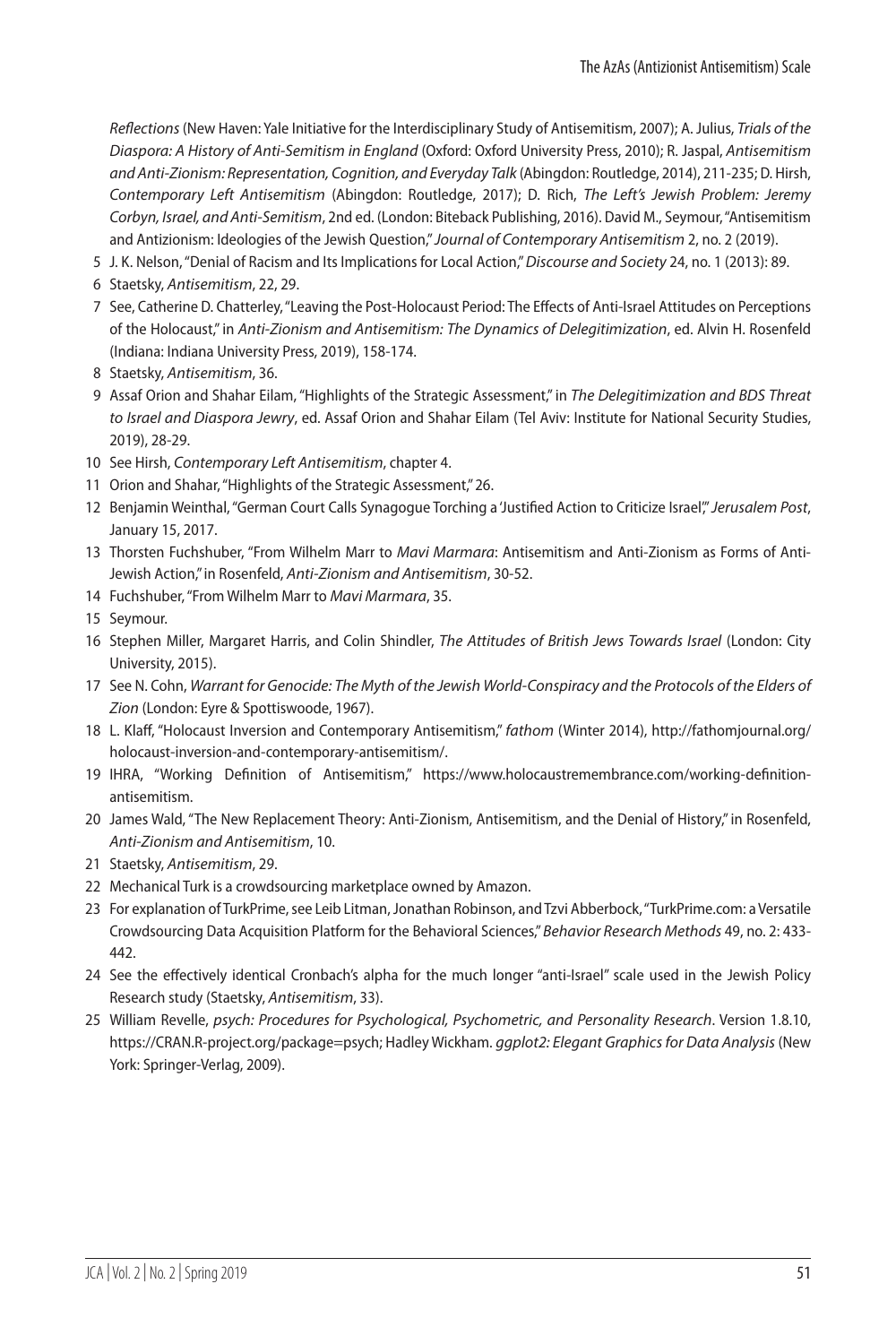*Reflections* (New Haven: Yale Initiative for the Interdisciplinary Study of Antisemitism, 2007); A. Julius, *Trials of the Diaspora: A History of Anti-Semitism in England* (Oxford: Oxford University Press, 2010); R. Jaspal, *Antisemitism and Anti-Zionism: Representation, Cognition, and Everyday Talk* (Abingdon: Routledge, 2014), 211-235; D. Hirsh, *Contemporary Left Antisemitism* (Abingdon: Routledge, 2017); D. Rich, *The Left's Jewish Problem: Jeremy Corbyn, Israel, and Anti-Semitism*, 2nd ed. (London: Biteback Publishing, 2016). David M., Seymour, "Antisemitism and Antizionism: Ideologies of the Jewish Question," *Journal of Contemporary Antisemitism* 2, no. 2 (2019).

5 J. K. Nelson, "Denial of Racism and Its Implications for Local Action," *Discourse and Society* 24, no. 1 (2013): 89.

6 Staetsky, *Antisemitism*, 22, 29.

7 See, Catherine D. Chatterley, "Leaving the Post-Holocaust Period: The Effects of Anti-Israel Attitudes on Perceptions of the Holocaust," in *Anti-Zionism and Antisemitism: The Dynamics of Delegitimization*, ed. Alvin H. Rosenfeld (Indiana: Indiana University Press, 2019), 158-174.

8 Staetsky, *Antisemitism*, 36.

9 Assaf Orion and Shahar Eilam, "Highlights of the Strategic Assessment," in *The Delegitimization and BDS Threat to Israel and Diaspora Jewry*, ed. Assaf Orion and Shahar Eilam (Tel Aviv: Institute for National Security Studies, 2019), 28-29.

10 See Hirsh, *Contemporary Left Antisemitism*, chapter 4.

11 Orion and Shahar, "Highlights of the Strategic Assessment," 26.

12 Benjamin Weinthal, "German Court Calls Synagogue Torching a 'Justified Action to Criticize Israel'," *Jerusalem Post*, January 15, 2017.

13 Thorsten Fuchshuber, "From Wilhelm Marr to *Mavi Marmara*: Antisemitism and Anti-Zionism as Forms of Anti-Jewish Action," in Rosenfeld, *Anti-Zionism and Antisemitism*, 30-52.

14 Fuchshuber, "From Wilhelm Marr to *Mavi Marmara*, 35.

15 Seymour.

16 Stephen Miller, Margaret Harris, and Colin Shindler, *The Attitudes of British Jews Towards Israel* (London: City University, 2015).

17 See N. Cohn, *Warrant for Genocide: The Myth of the Jewish World-Conspiracy and the Protocols of the Elders of Zion* (London: Eyre & Spottiswoode, 1967).

18 L. Klaff, "Holocaust Inversion and Contemporary Antisemitism," *fathom* (Winter 2014), http://fathomjournal.org/holocaust-inversion-and-contemporary-antisemitism/.

19 IHRA, "Working Definition of Antisemitism," https://www.holocaustremembrance.com/working-definition-antisemitism.

20 James Wald, "The New Replacement Theory: Anti-Zionism, Antisemitism, and the Denial of History," in Rosenfeld, *Anti-Zionism and Antisemitism*, 10.

21 Staetsky, *Antisemitism*, 29.

22 Mechanical Turk is a crowdsourcing marketplace owned by Amazon.

23 For explanation of TurkPrime, see Leib Litman, Jonathan Robinson, and Tzvi Abberbock, "TurkPrime.com: a Versatile Crowdsourcing Data Acquisition Platform for the Behavioral Sciences," *Behavior Research Methods* 49, no. 2: 433-442.

24 See the effectively identical Cronbach's alpha for the much longer "anti-Israel" scale used in the Jewish Policy Research study (Staetsky, *Antisemitism*, 33).

25 William Revelle, *psych: Procedures for Psychological, Psychometric, and Personality Research*. Version 1.8.10, https://CRAN.R-project.org/package=psych; Hadley Wickham. *ggplot2: Elegant Graphics for Data Analysis* (New York: Springer-Verlag, 2009).